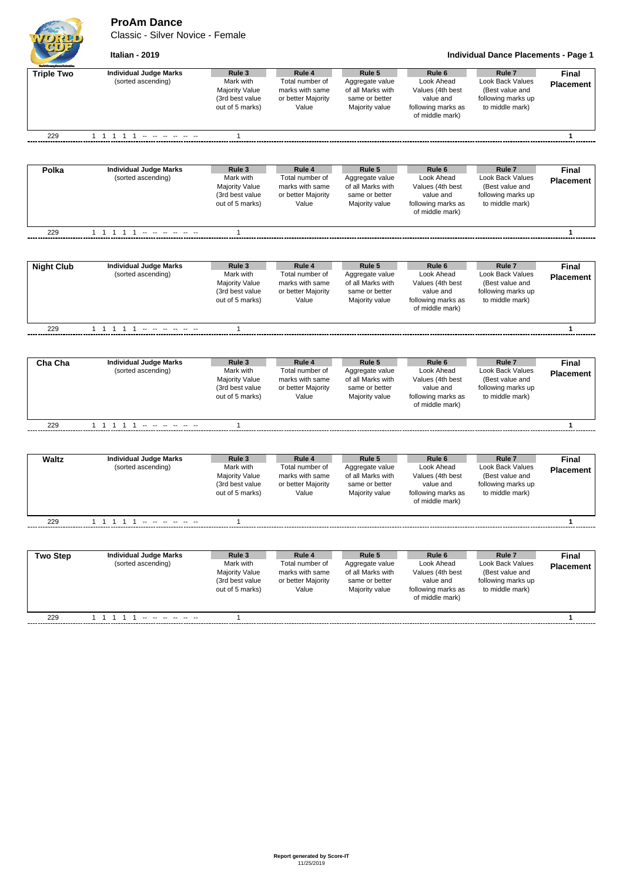# ProAm Dance

Classic - Silver Novice - Female

**Italian - 2019**

**Individual Dance Placements - Page 1**

| Triple Two | Individual Judge Marks (sorted ascending) | Rule 3 Mark with Majority Value (3rd best value out of 5 marks) | Rule 4 Total number of marks with same or better Majority Value | Rule 5 Aggregate value of all Marks with same or better Majority value | Rule 6 Look Ahead Values (4th best value and following marks as of middle mark) | Rule 7 Look Back Values (Best value and following marks up to middle mark) | Final Placement |
|---|---|---|---|---|---|---|---|
| 229 | 1 1 1 1 1 -- -- -- -- -- -- | 1 | | | | | 1 |

| Polka | Individual Judge Marks (sorted ascending) | Rule 3 Mark with Majority Value (3rd best value out of 5 marks) | Rule 4 Total number of marks with same or better Majority Value | Rule 5 Aggregate value of all Marks with same or better Majority value | Rule 6 Look Ahead Values (4th best value and following marks as of middle mark) | Rule 7 Look Back Values (Best value and following marks up to middle mark) | Final Placement |
|---|---|---|---|---|---|---|---|
| 229 | 1 1 1 1 1 -- -- -- -- -- -- | 1 | | | | | 1 |

| Night Club | Individual Judge Marks (sorted ascending) | Rule 3 Mark with Majority Value (3rd best value out of 5 marks) | Rule 4 Total number of marks with same or better Majority Value | Rule 5 Aggregate value of all Marks with same or better Majority value | Rule 6 Look Ahead Values (4th best value and following marks as of middle mark) | Rule 7 Look Back Values (Best value and following marks up to middle mark) | Final Placement |
|---|---|---|---|---|---|---|---|
| 229 | 1 1 1 1 1 -- -- -- -- -- -- | 1 | | | | | 1 |

| Cha Cha | Individual Judge Marks (sorted ascending) | Rule 3 Mark with Majority Value (3rd best value out of 5 marks) | Rule 4 Total number of marks with same or better Majority Value | Rule 5 Aggregate value of all Marks with same or better Majority value | Rule 6 Look Ahead Values (4th best value and following marks as of middle mark) | Rule 7 Look Back Values (Best value and following marks up to middle mark) | Final Placement |
|---|---|---|---|---|---|---|---|
| 229 | 1 1 1 1 1 -- -- -- -- -- -- | 1 | | | | | 1 |

| Waltz | Individual Judge Marks (sorted ascending) | Rule 3 Mark with Majority Value (3rd best value out of 5 marks) | Rule 4 Total number of marks with same or better Majority Value | Rule 5 Aggregate value of all Marks with same or better Majority value | Rule 6 Look Ahead Values (4th best value and following marks as of middle mark) | Rule 7 Look Back Values (Best value and following marks up to middle mark) | Final Placement |
|---|---|---|---|---|---|---|---|
| 229 | 1 1 1 1 1 -- -- -- -- -- -- | 1 | | | | | 1 |

| Two Step | Individual Judge Marks (sorted ascending) | Rule 3 Mark with Majority Value (3rd best value out of 5 marks) | Rule 4 Total number of marks with same or better Majority Value | Rule 5 Aggregate value of all Marks with same or better Majority value | Rule 6 Look Ahead Values (4th best value and following marks as of middle mark) | Rule 7 Look Back Values (Best value and following marks up to middle mark) | Final Placement |
|---|---|---|---|---|---|---|---|
| 229 | 1 1 1 1 1 -- -- -- -- -- -- | 1 | | | | | 1 |

**Report generated by Score-IT**
11/25/2019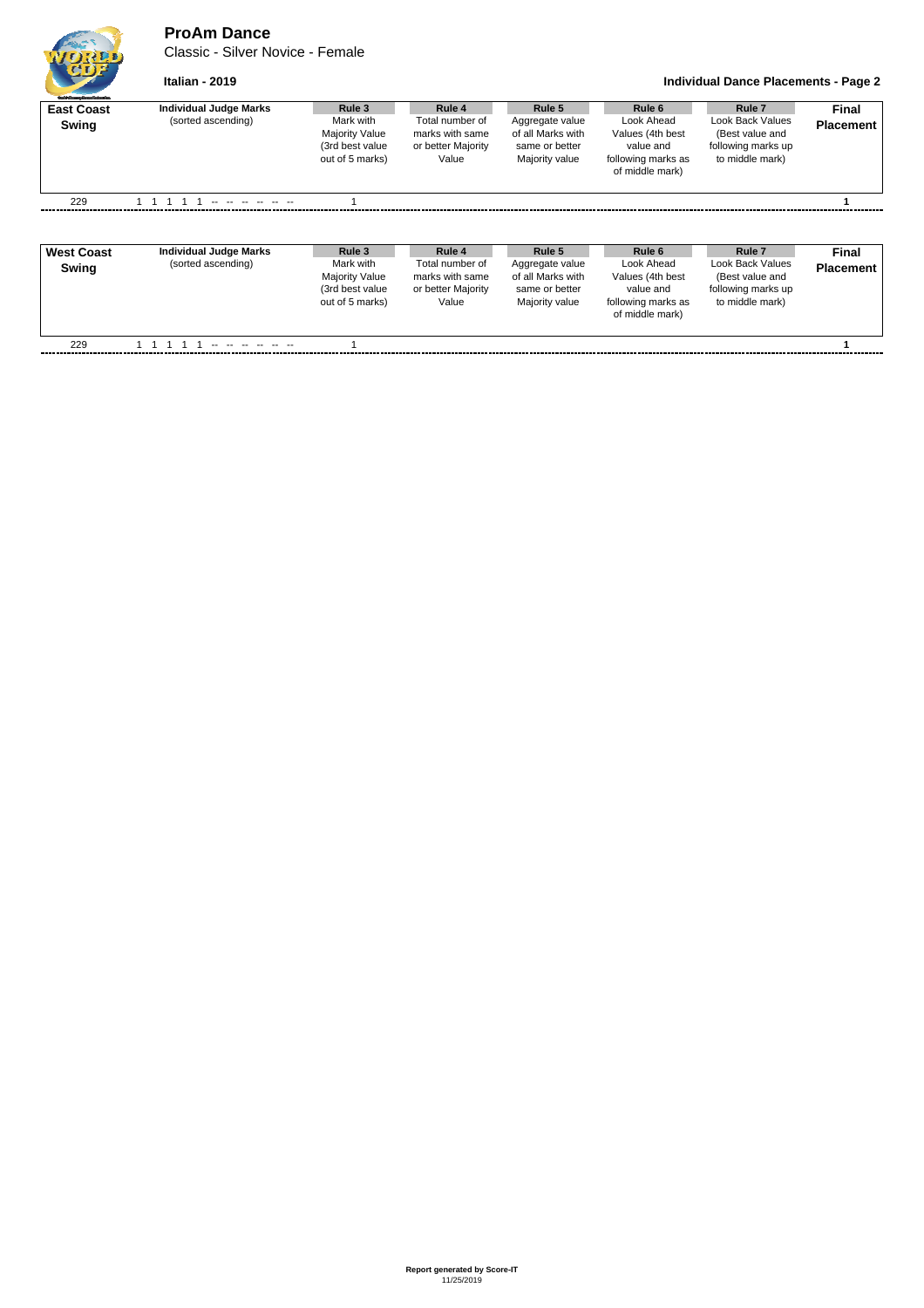# ProAm Dance

Classic - Silver Novice - Female

**Italian - 2019**

**Individual Dance Placements - Page 2**

| **East Coast Swing** | **Individual Judge Marks** (sorted ascending) | **Rule 3** Mark with Majority Value (3rd best value out of 5 marks) | **Rule 4** Total number of marks with same or better Majority Value | **Rule 5** Aggregate value of all Marks with same or better Majority value | **Rule 6** Look Ahead Values (4th best value and following marks as of middle mark) | **Rule 7** Look Back Values (Best value and following marks up to middle mark) | **Final Placement** |
|---|---|---|---|---|---|---|---|
| 229 | 1 1 1 1 1 -- -- -- -- -- -- | 1 | | | | | **1** |

| **West Coast Swing** | **Individual Judge Marks** (sorted ascending) | **Rule 3** Mark with Majority Value (3rd best value out of 5 marks) | **Rule 4** Total number of marks with same or better Majority Value | **Rule 5** Aggregate value of all Marks with same or better Majority value | **Rule 6** Look Ahead Values (4th best value and following marks as of middle mark) | **Rule 7** Look Back Values (Best value and following marks up to middle mark) | **Final Placement** |
|---|---|---|---|---|---|---|---|
| 229 | 1 1 1 1 1 -- -- -- -- -- -- | 1 | | | | | **1** |

**Report generated by Score-IT**
11/25/2019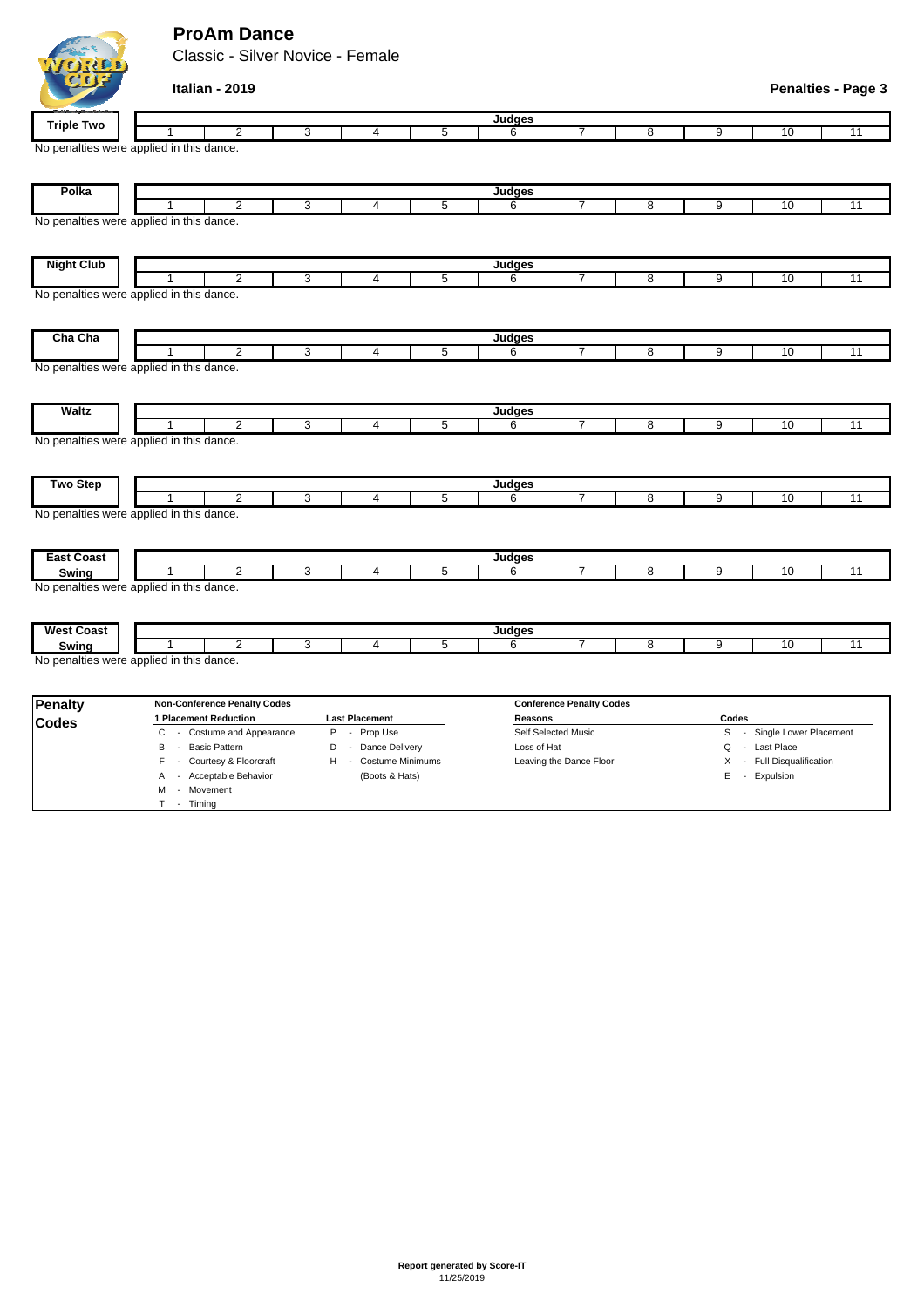# ProAm Dance

Classic - Silver Novice - Female

**Italian - 2019**

**Penalties - Page 3**

| Triple Two | Judges | | | | | | | | | | |
|---|---|---|---|---|---|---|---|---|---|---|---|
| | 1 | 2 | 3 | 4 | 5 | 6 | 7 | 8 | 9 | 10 | 11 |

No penalties were applied in this dance.

| Polka | Judges | | | | | | | | | | |
|---|---|---|---|---|---|---|---|---|---|---|---|
| | 1 | 2 | 3 | 4 | 5 | 6 | 7 | 8 | 9 | 10 | 11 |

No penalties were applied in this dance.

| Night Club | Judges | | | | | | | | | | |
|---|---|---|---|---|---|---|---|---|---|---|---|
| | 1 | 2 | 3 | 4 | 5 | 6 | 7 | 8 | 9 | 10 | 11 |

No penalties were applied in this dance.

| Cha Cha | Judges | | | | | | | | | | |
|---|---|---|---|---|---|---|---|---|---|---|---|
| | 1 | 2 | 3 | 4 | 5 | 6 | 7 | 8 | 9 | 10 | 11 |

No penalties were applied in this dance.

| Waltz | Judges | | | | | | | | | | |
|---|---|---|---|---|---|---|---|---|---|---|---|
| | 1 | 2 | 3 | 4 | 5 | 6 | 7 | 8 | 9 | 10 | 11 |

No penalties were applied in this dance.

| Two Step | Judges | | | | | | | | | | |
|---|---|---|---|---|---|---|---|---|---|---|---|
| | 1 | 2 | 3 | 4 | 5 | 6 | 7 | 8 | 9 | 10 | 11 |

No penalties were applied in this dance.

| East Coast Swing | Judges | | | | | | | | | | |
|---|---|---|---|---|---|---|---|---|---|---|---|
| | 1 | 2 | 3 | 4 | 5 | 6 | 7 | 8 | 9 | 10 | 11 |

No penalties were applied in this dance.

| West Coast Swing | Judges | | | | | | | | | | |
|---|---|---|---|---|---|---|---|---|---|---|---|
| | 1 | 2 | 3 | 4 | 5 | 6 | 7 | 8 | 9 | 10 | 11 |

No penalties were applied in this dance.

## Penalty Codes

**Non-Conference Penalty Codes**

| 1 Placement Reduction | Last Placement |
|---|---|
| C - Costume and Appearance | P - Prop Use |
| B - Basic Pattern | D - Dance Delivery |
| F - Courtesy & Floorcraft | H - Costume Minimums (Boots & Hats) |
| A - Acceptable Behavior | |
| M - Movement | |
| T - Timing | |

**Conference Penalty Codes**

| Reasons | Codes |
|---|---|
| Self Selected Music | S - Single Lower Placement |
| Loss of Hat | Q - Last Place |
| Leaving the Dance Floor | X - Full Disqualification |
| | E - Expulsion |

**Report generated by Score-IT**
11/25/2019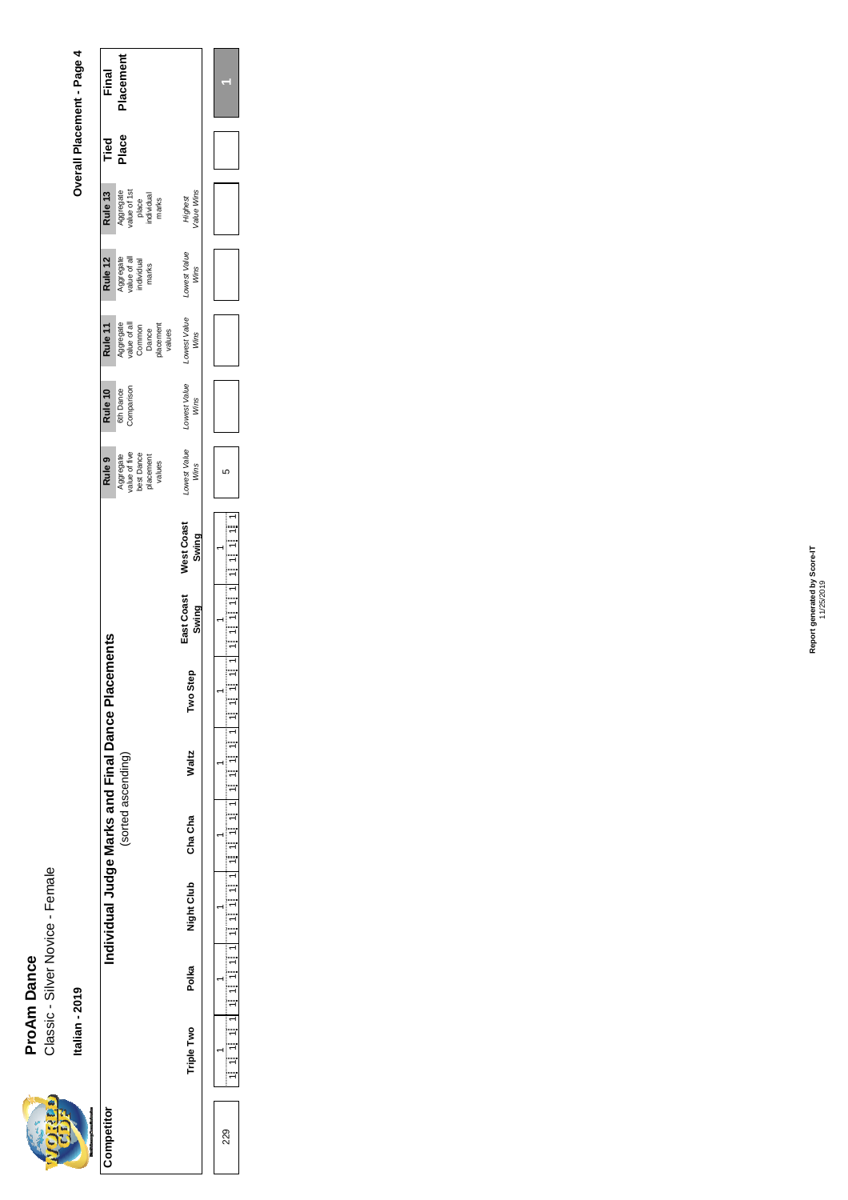# ProAm Dance

Classic - Silver Novice - Female

**Italian - 2019**

**Overall Placement - Page 4**

## Individual Judge Marks and Final Dance Placements
(sorted ascending)

| Competitor | Triple Two | Polka | Night Club | Cha Cha | Waltz | Two Step | East Coast Swing | West Coast Swing | Rule 9 Aggregate value of five best Dance placement values *Lowest Value Wins* | Rule 10 6th Dance Comparison *Lowest Value Wins* | Rule 11 Aggregate value of all Common Dance placement values *Lowest Value Wins* | Rule 12 Aggregate value of all individual marks *Lowest Value Wins* | Rule 13 Aggregate value of 1st place individual marks *Highest Value Wins* | Tied Place | Final Placement |
|---|---|---|---|---|---|---|---|---|---|---|---|---|---|---|---|
| 229 | 1 | 1 | 1 | 1 | 1 | 1 | 1 | 1 | 5 | | | | | | 1 |
| | 1 1 1 1 1 | 1 1 1 1 1 | 1 1 1 1 1 | 1 1 1 1 1 | 1 1 1 1 1 | 1 1 1 1 1 | 1 1 1 1 1 | 1 1 1 1 1 | | | | | | | |

**Report generated by Score-IT**
11/25/2019